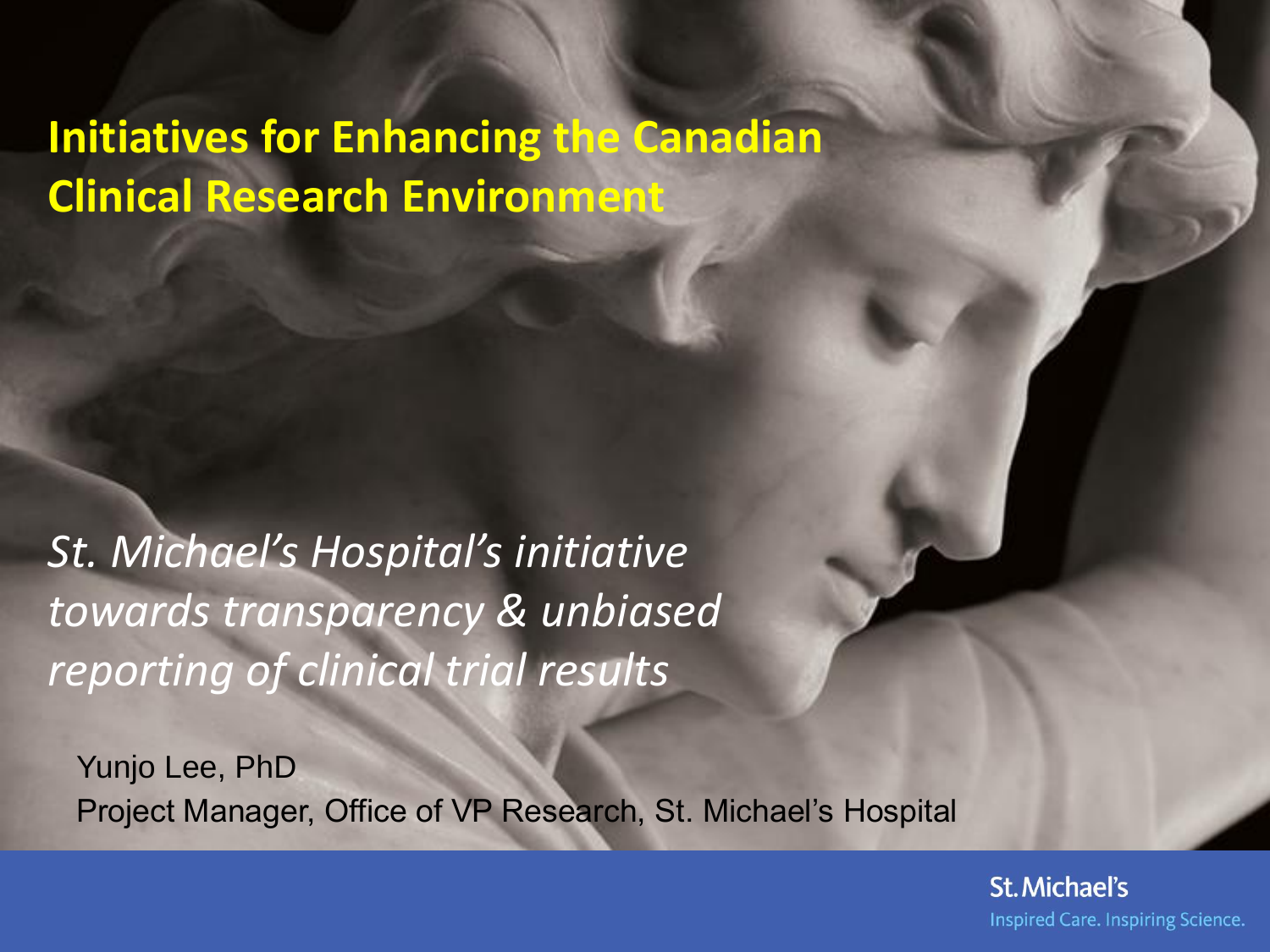# Initiatives for Enhancing the Canadian Clinical Research Environment

*St. Michael's Hospital's initiative towards transparency & unbiased reporting of clinical trial results*

Yunjo Lee, PhD

Project Manager, Office of VP Research, St. Michael's Hospital

St. Michael's

Inspired Care. Inspiring Science.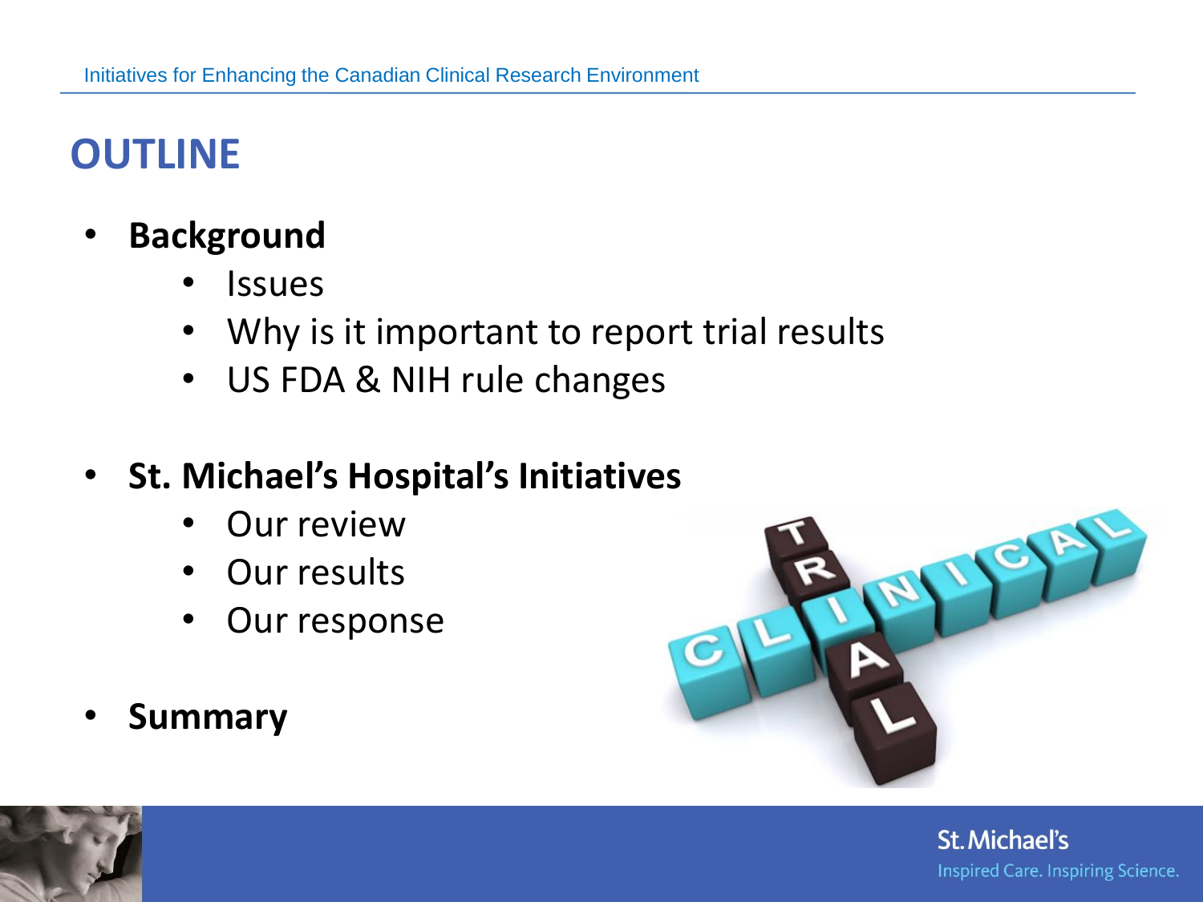# OUTLINE

- **Background**
  - Issues
  - Why is it important to report trial results
  - US FDA & NIH rule changes
- **St. Michael's Hospital's Initiatives**
  - Our review
  - Our results
  - Our response
- **Summary**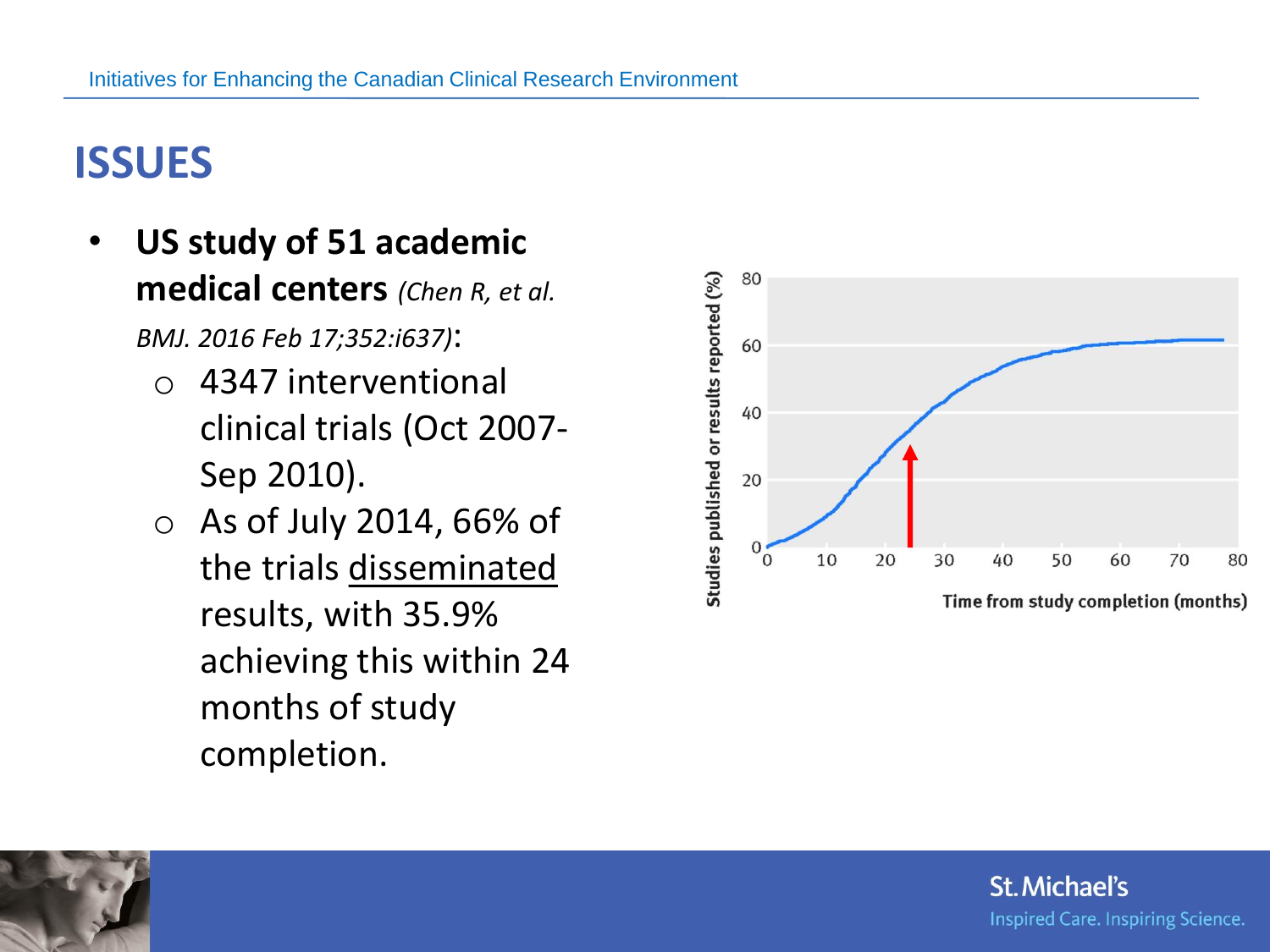## ISSUES

- **US study of 51 academic medical centers** *(Chen R, et al. BMJ. 2016 Feb 17;352:i637)*:
  - 4347 interventional clinical trials (Oct 2007-Sep 2010).
  - As of July 2014, 66% of the trials <u>disseminated</u> results, with 35.9% achieving this within 24 months of study completion.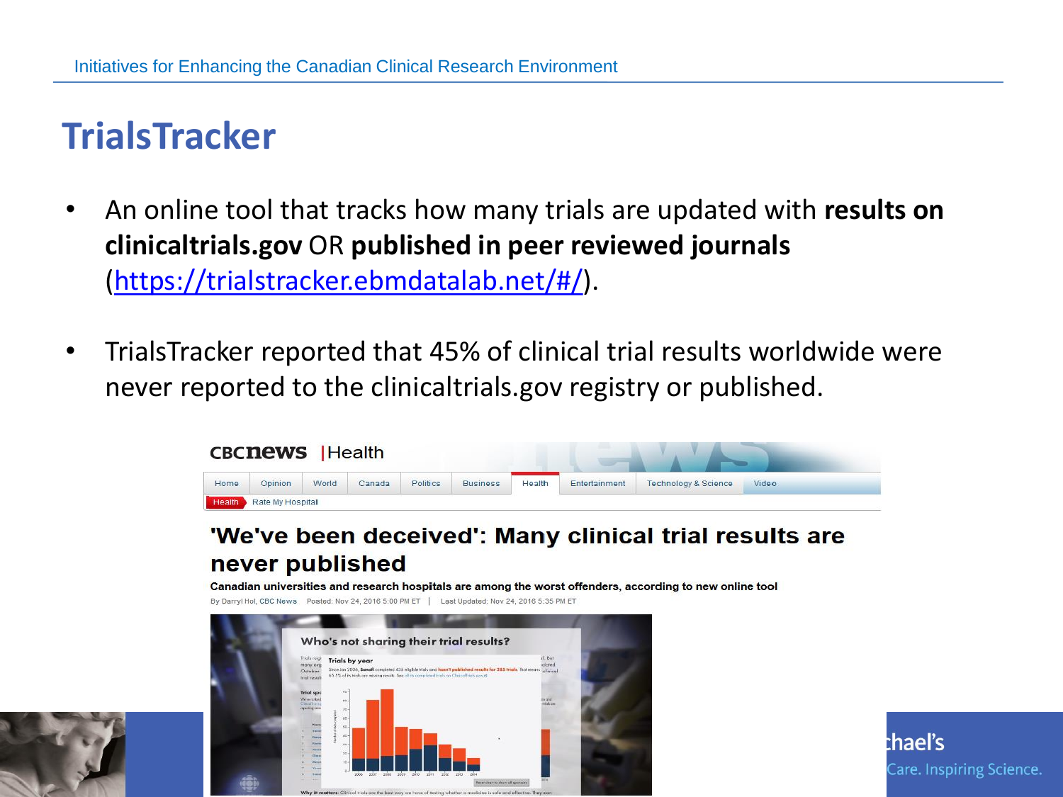# TrialsTracker

- An online tool that tracks how many trials are updated with **results on clinicaltrials.gov** OR **published in peer reviewed journals** (https://trialstracker.ebmdatalab.net/#/).
- TrialsTracker reported that 45% of clinical trial results worldwide were never reported to the clinicaltrials.gov registry or published.

CBCnews | Health

'We've been deceived': Many clinical trial results are never published

Canadian universities and research hospitals are among the worst offenders, according to new online tool

By Darryl Hol, CBC News Posted: Nov 24, 2016 5:00 PM ET | Last Updated: Nov 24, 2016 5:35 PM ET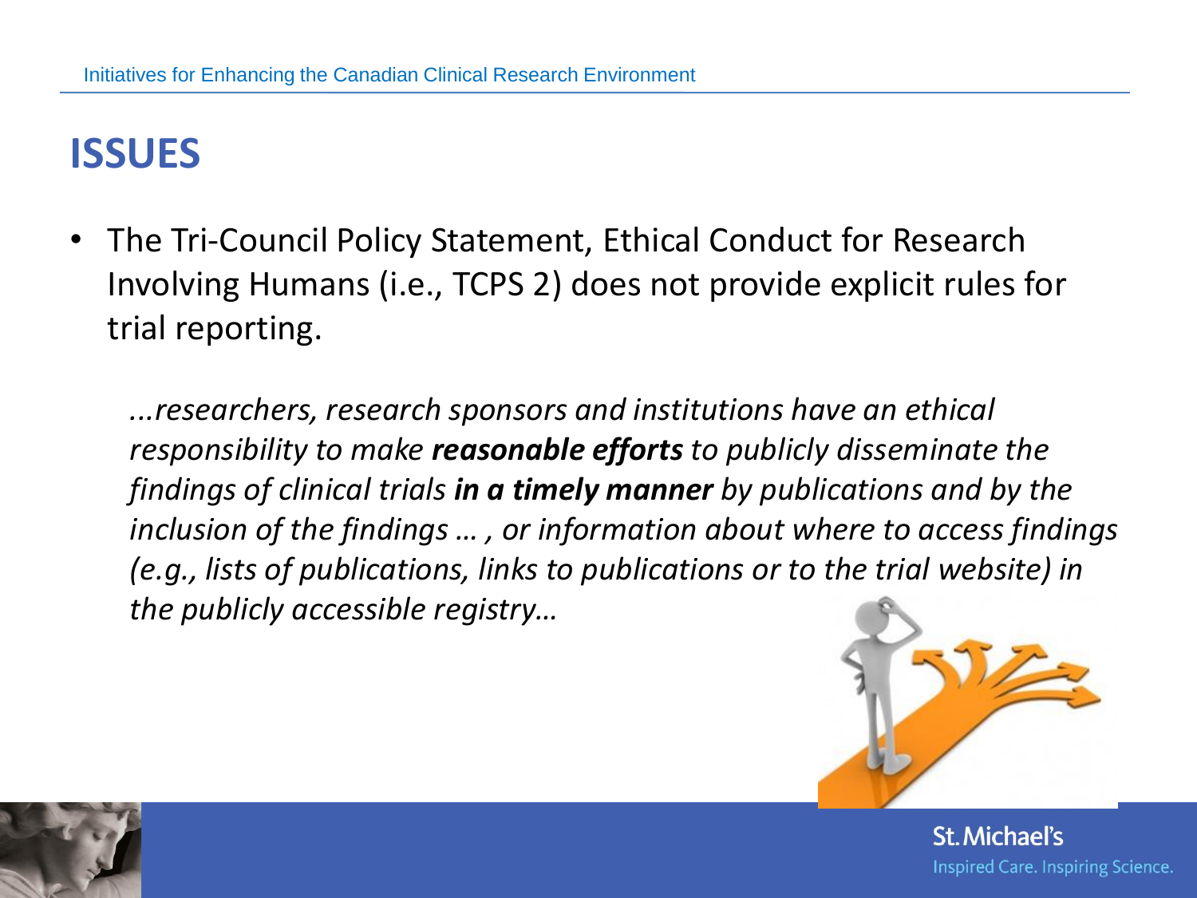# ISSUES

- The Tri-Council Policy Statement, Ethical Conduct for Research Involving Humans (i.e., TCPS 2) does not provide explicit rules for trial reporting.

*...researchers, research sponsors and institutions have an ethical responsibility to make **reasonable efforts** to publicly disseminate the findings of clinical trials **in a timely manner** by publications and by the inclusion of the findings … , or information about where to access findings (e.g., lists of publications, links to publications or to the trial website) in the publicly accessible registry…*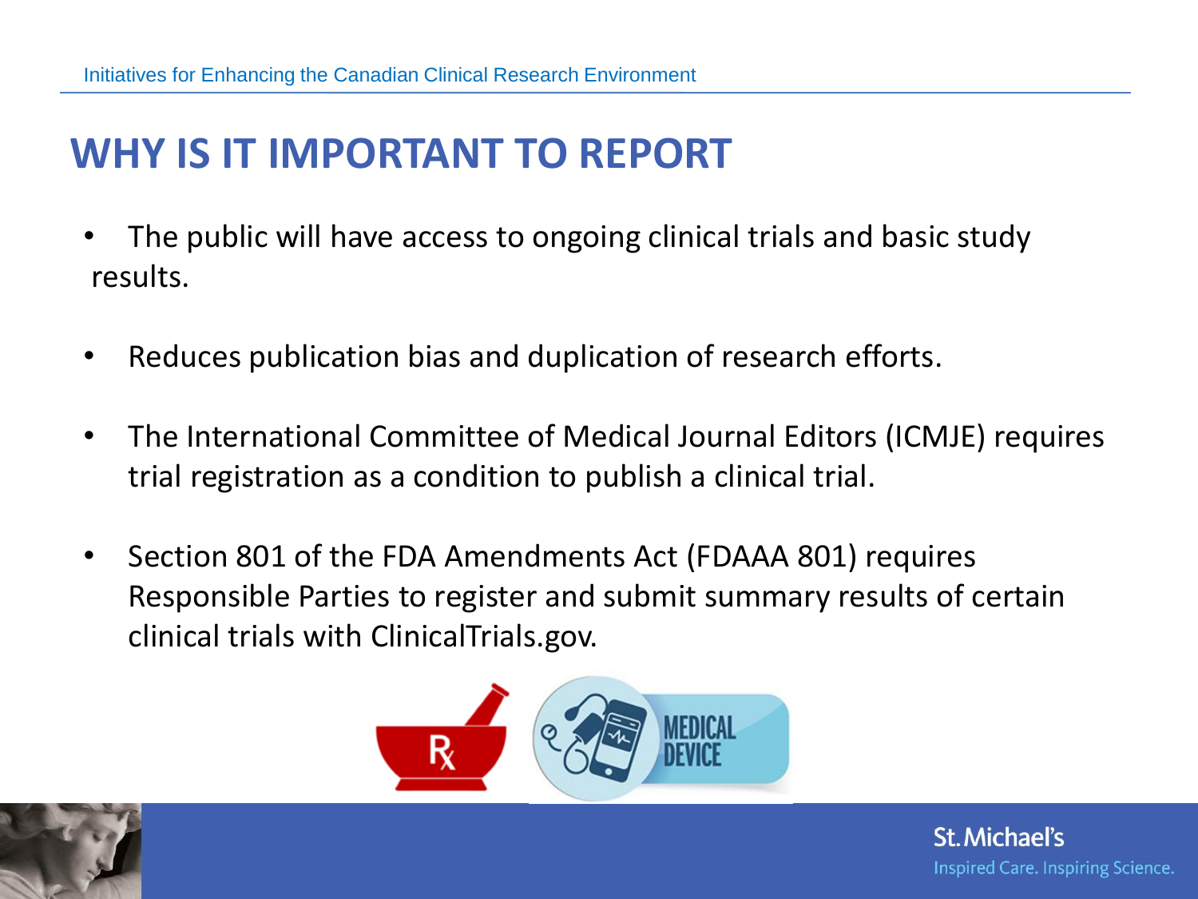# WHY IS IT IMPORTANT TO REPORT

- The public will have access to ongoing clinical trials and basic study results.
- Reduces publication bias and duplication of research efforts.
- The International Committee of Medical Journal Editors (ICMJE) requires trial registration as a condition to publish a clinical trial.
- Section 801 of the FDA Amendments Act (FDAAA 801) requires Responsible Parties to register and submit summary results of certain clinical trials with ClinicalTrials.gov.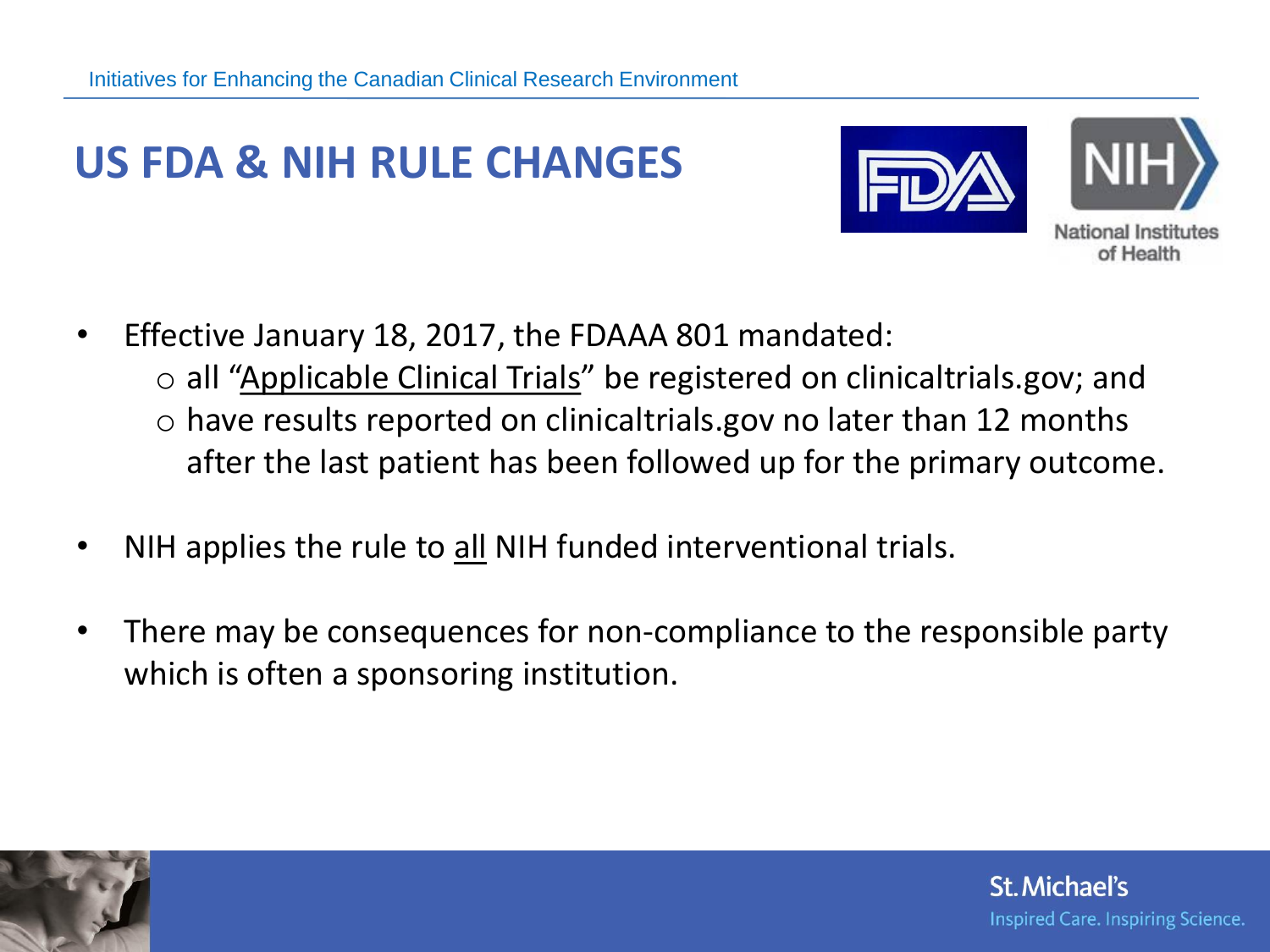# US FDA & NIH RULE CHANGES

- Effective January 18, 2017, the FDAAA 801 mandated:
  - all "Applicable Clinical Trials" be registered on clinicaltrials.gov; and
  - have results reported on clinicaltrials.gov no later than 12 months after the last patient has been followed up for the primary outcome.
- NIH applies the rule to all NIH funded interventional trials.
- There may be consequences for non-compliance to the responsible party which is often a sponsoring institution.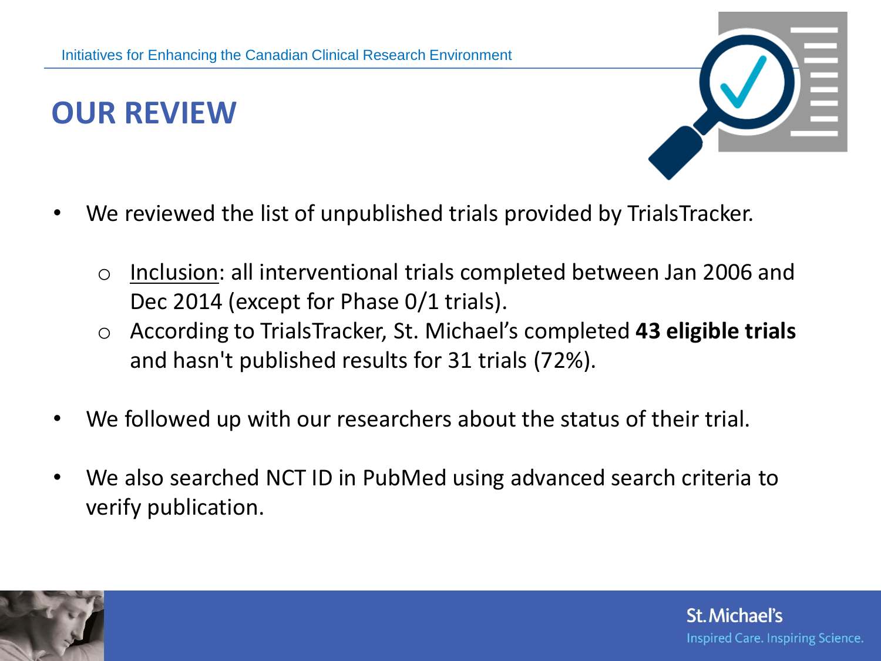## OUR REVIEW

- We reviewed the list of unpublished trials provided by TrialsTracker.
  - Inclusion: all interventional trials completed between Jan 2006 and Dec 2014 (except for Phase 0/1 trials).
  - According to TrialsTracker, St. Michael's completed **43 eligible trials** and hasn't published results for 31 trials (72%).
- We followed up with our researchers about the status of their trial.
- We also searched NCT ID in PubMed using advanced search criteria to verify publication.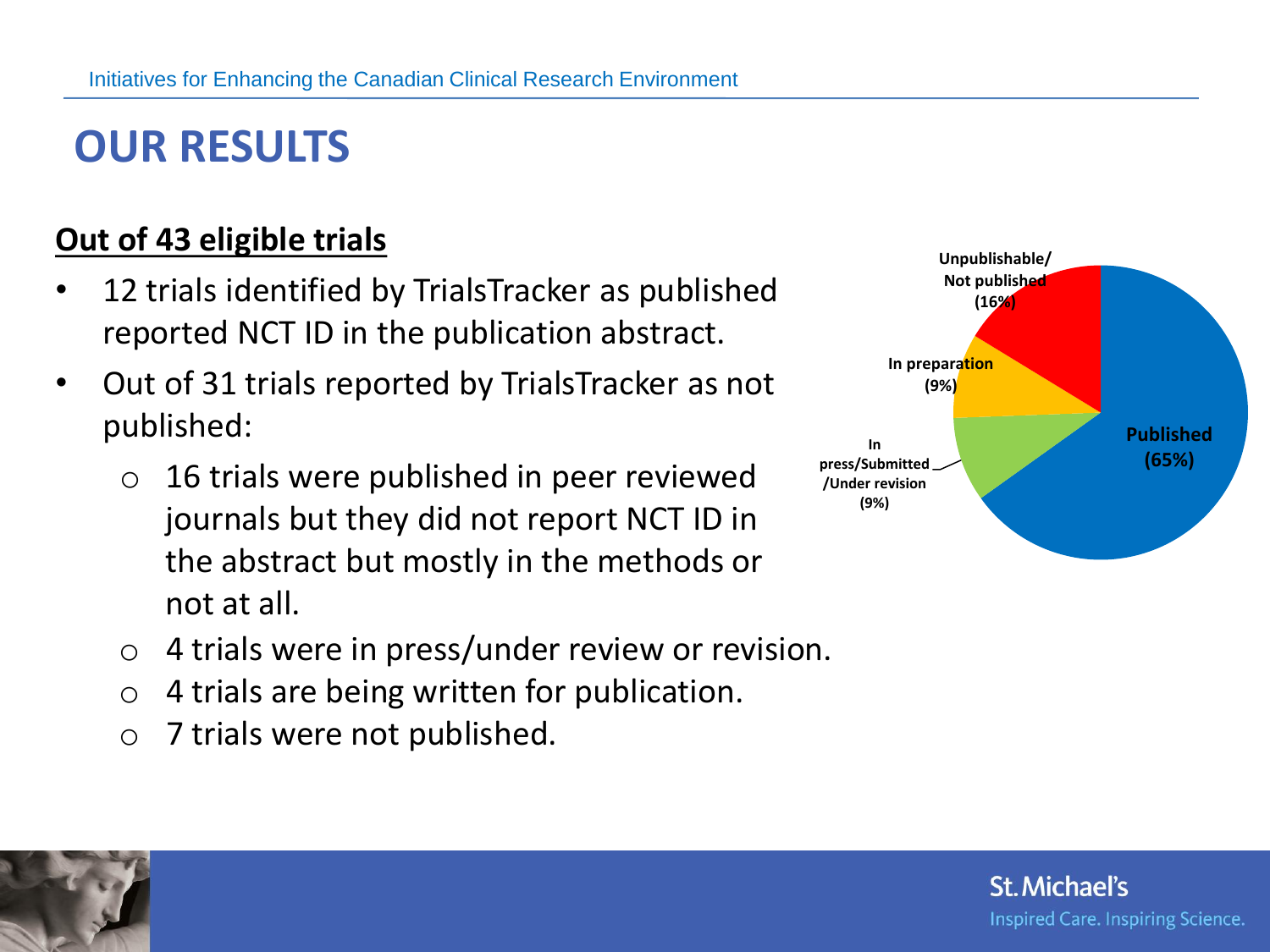# OUR RESULTS

**Out of 43 eligible trials**

- 12 trials identified by TrialsTracker as published reported NCT ID in the publication abstract.
- Out of 31 trials reported by TrialsTracker as not published:
  - 16 trials were published in peer reviewed journals but they did not report NCT ID in the abstract but mostly in the methods or not at all.
  - 4 trials were in press/under review or revision.
  - 4 trials are being written for publication.
  - 7 trials were not published.

**Unpublishable/ Not published (16%)**

**In preparation (9%)**

**In press/Submitted /Under revision (9%)**

**Published (65%)**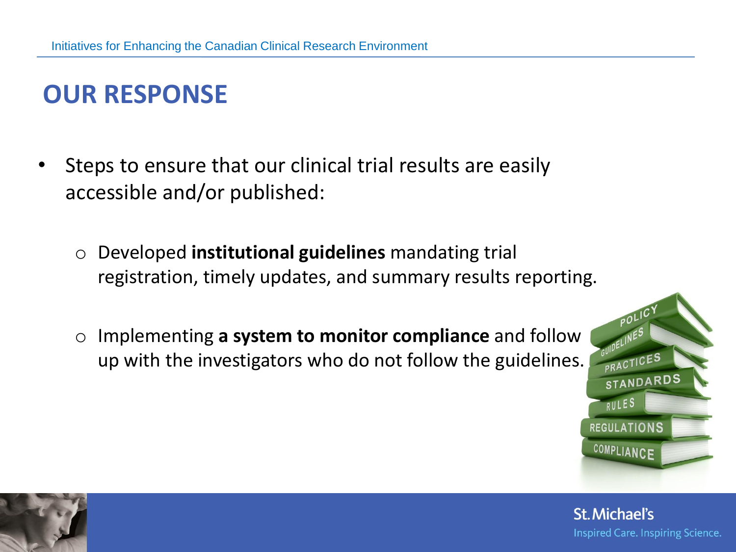# OUR RESPONSE

- Steps to ensure that our clinical trial results are easily accessible and/or published:
  - Developed **institutional guidelines** mandating trial registration, timely updates, and summary results reporting.
  - Implementing **a system to monitor compliance** and follow up with the investigators who do not follow the guidelines.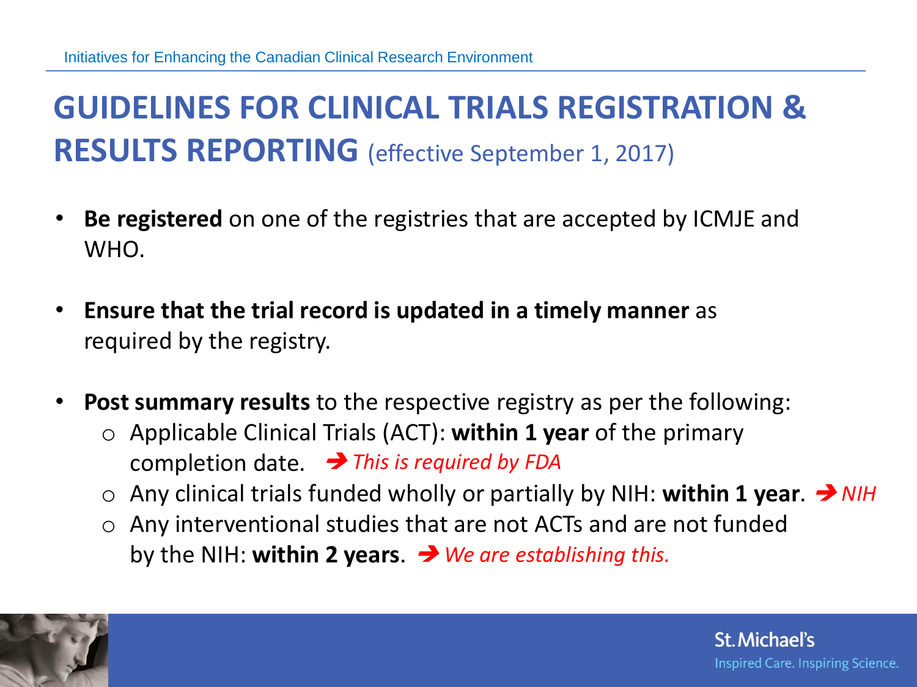# GUIDELINES FOR CLINICAL TRIALS REGISTRATION & RESULTS REPORTING (effective September 1, 2017)

- **Be registered** on one of the registries that are accepted by ICMJE and WHO.
- **Ensure that the trial record is updated in a timely manner** as required by the registry.
- **Post summary results** to the respective registry as per the following:
  - Applicable Clinical Trials (ACT): **within 1 year** of the primary completion date. ➔ *This is required by FDA*
  - Any clinical trials funded wholly or partially by NIH: **within 1 year**. ➔ *NIH*
  - Any interventional studies that are not ACTs and are not funded by the NIH: **within 2 years**. ➔ *We are establishing this.*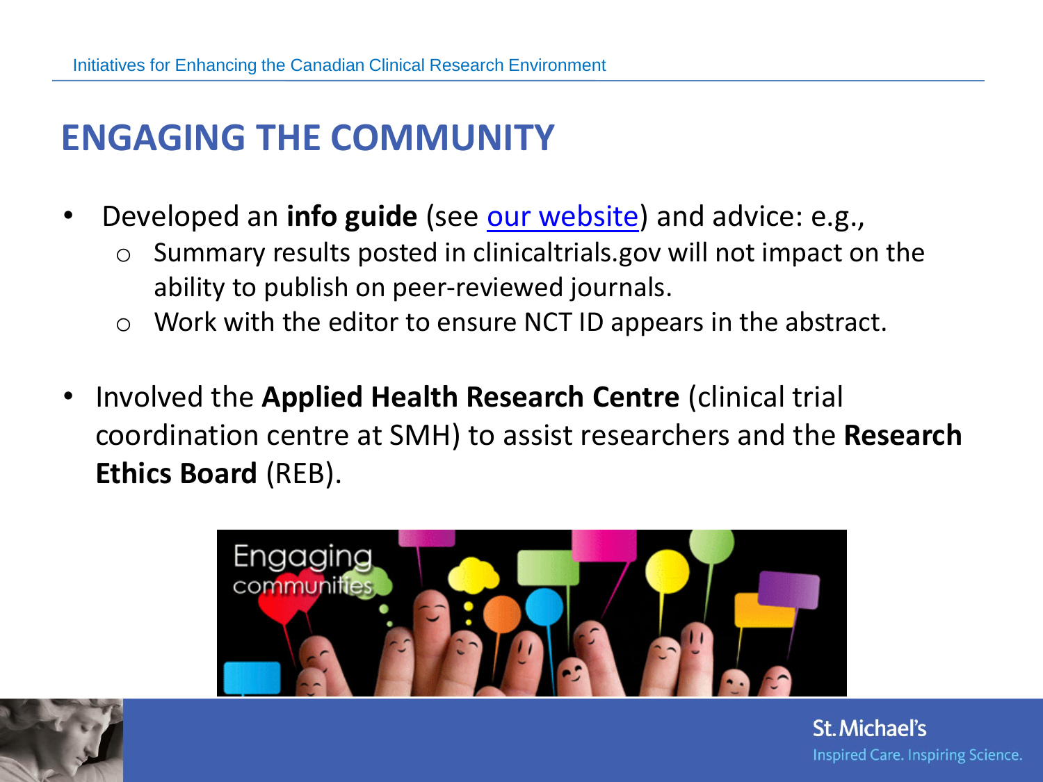# ENGAGING THE COMMUNITY

- Developed an **info guide** (see our website) and advice: e.g.,
  - Summary results posted in clinicaltrials.gov will not impact on the ability to publish on peer-reviewed journals.
  - Work with the editor to ensure NCT ID appears in the abstract.

- Involved the **Applied Health Research Centre** (clinical trial coordination centre at SMH) to assist researchers and the **Research Ethics Board** (REB).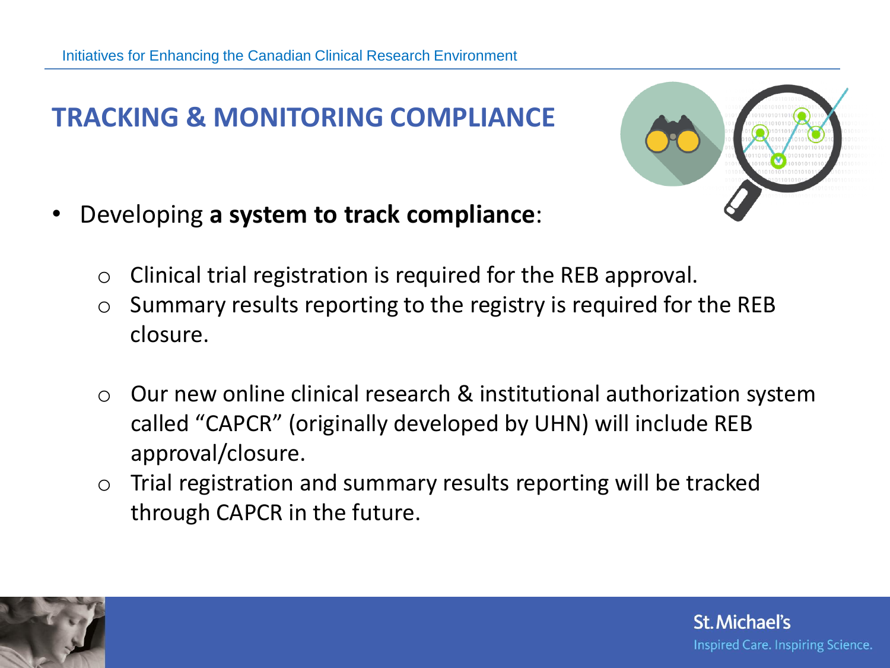## TRACKING & MONITORING COMPLIANCE

- Developing **a system to track compliance**:
  - Clinical trial registration is required for the REB approval.
  - Summary results reporting to the registry is required for the REB closure.

  - Our new online clinical research & institutional authorization system called "CAPCR" (originally developed by UHN) will include REB approval/closure.
  - Trial registration and summary results reporting will be tracked through CAPCR in the future.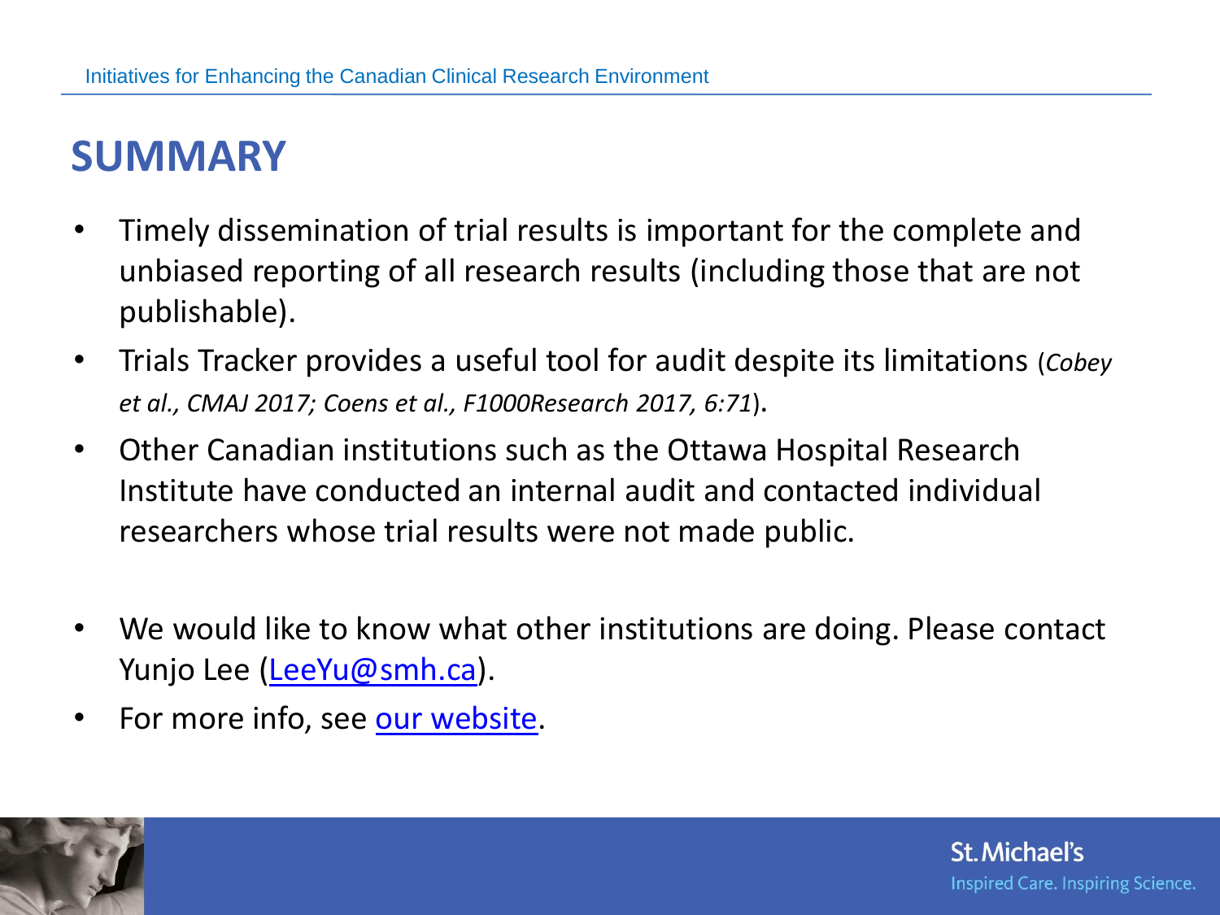# SUMMARY

- Timely dissemination of trial results is important for the complete and unbiased reporting of all research results (including those that are not publishable).
- Trials Tracker provides a useful tool for audit despite its limitations (*Cobey et al., CMAJ 2017; Coens et al., F1000Research 2017, 6:71*).
- Other Canadian institutions such as the Ottawa Hospital Research Institute have conducted an internal audit and contacted individual researchers whose trial results were not made public.

- We would like to know what other institutions are doing. Please contact Yunjo Lee (LeeYu@smh.ca).
- For more info, see our website.